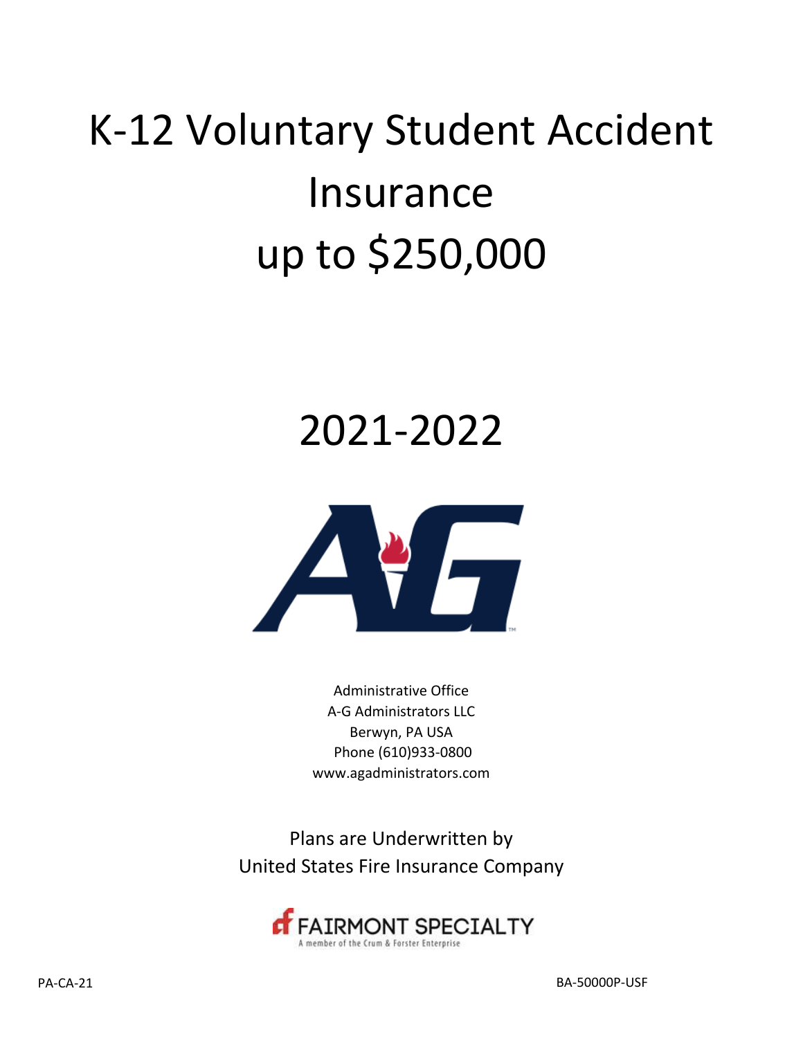# K-12 Voluntary Student Accident Insurance up to $250,000

# 2021-2022

Administrative Office
A-G Administrators LLC
Berwyn, PA USA
Phone (610)933-0800
www.agadministrators.com

Plans are Underwritten by
United States Fire Insurance Company

FAIRMONT SPECIALTY
A member of the Crum & Forster Enterprise

PA-CA-21

BA-50000P-USF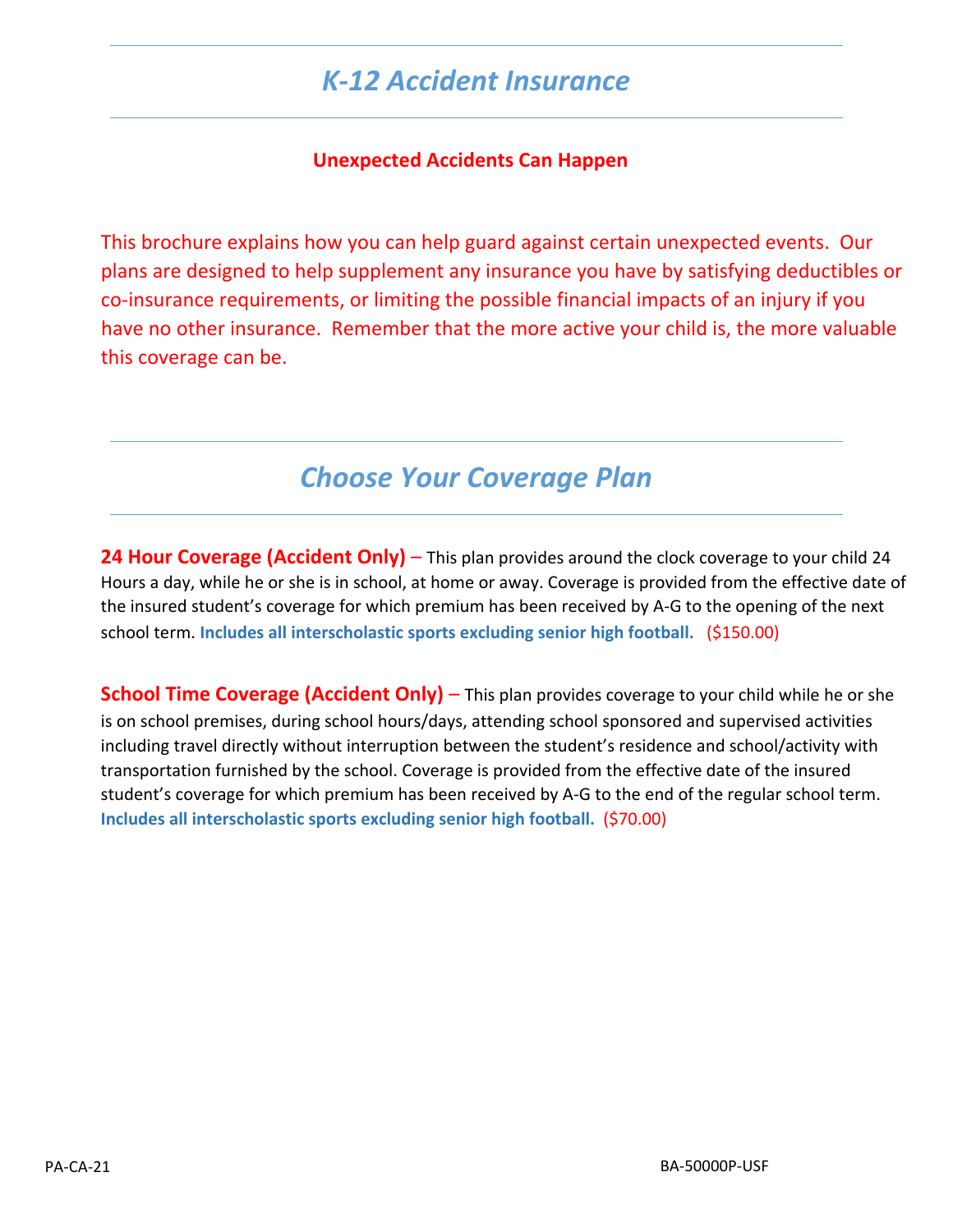# *K-12 Accident Insurance*

**Unexpected Accidents Can Happen**

This brochure explains how you can help guard against certain unexpected events. Our plans are designed to help supplement any insurance you have by satisfying deductibles or co-insurance requirements, or limiting the possible financial impacts of an injury if you have no other insurance. Remember that the more active your child is, the more valuable this coverage can be.

## *Choose Your Coverage Plan*

**24 Hour Coverage (Accident Only)** – This plan provides around the clock coverage to your child 24 Hours a day, while he or she is in school, at home or away. Coverage is provided from the effective date of the insured student's coverage for which premium has been received by A-G to the opening of the next school term. **Includes all interscholastic sports excluding senior high football.** ($150.00)

**School Time Coverage (Accident Only)** – This plan provides coverage to your child while he or she is on school premises, during school hours/days, attending school sponsored and supervised activities including travel directly without interruption between the student's residence and school/activity with transportation furnished by the school. Coverage is provided from the effective date of the insured student's coverage for which premium has been received by A-G to the end of the regular school term. **Includes all interscholastic sports excluding senior high football.** ($70.00)

PA-CA-21

BA-50000P-USF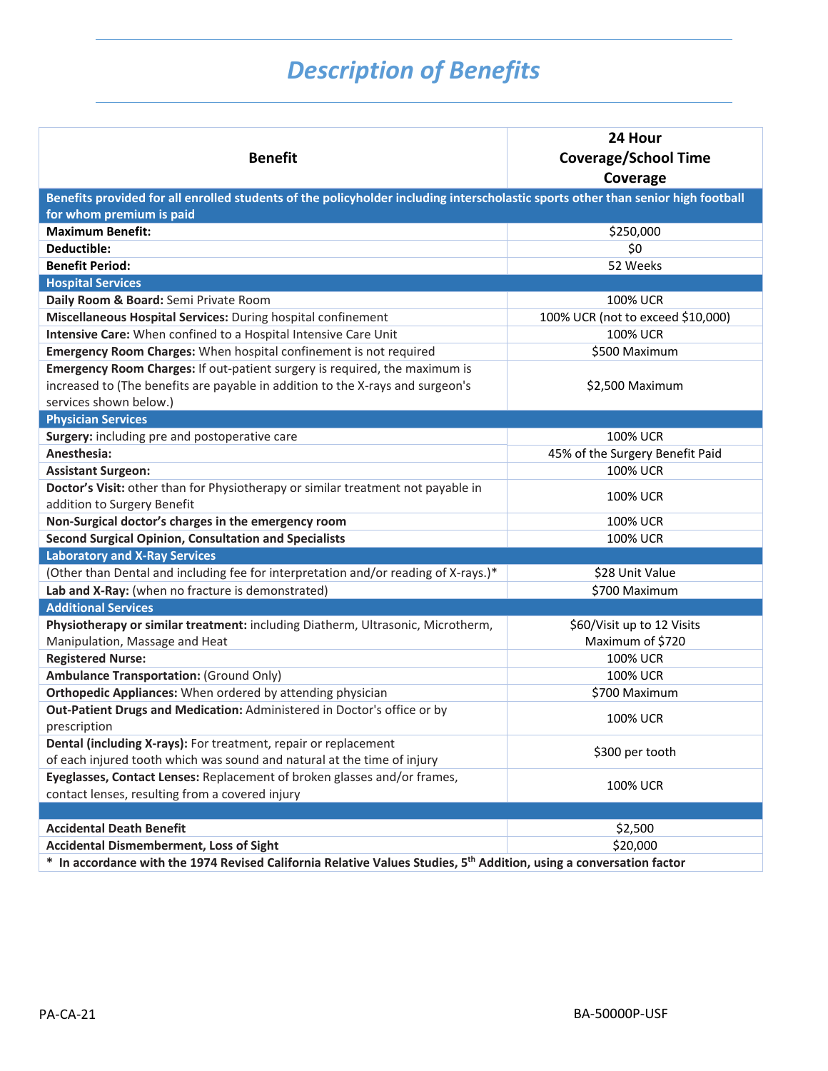# *Description of Benefits*

| Benefit | 24 Hour Coverage/School Time Coverage |
|---|---|
| **Benefits provided for all enrolled students of the policyholder including interscholastic sports other than senior high football for whom premium is paid** | |
| **Maximum Benefit:** | $250,000 |
| **Deductible:** | $0 |
| **Benefit Period:** | 52 Weeks |
| **Hospital Services** | |
| **Daily Room & Board:** Semi Private Room | 100% UCR |
| **Miscellaneous Hospital Services:** During hospital confinement | 100% UCR (not to exceed $10,000) |
| **Intensive Care:** When confined to a Hospital Intensive Care Unit | 100% UCR |
| **Emergency Room Charges:** When hospital confinement is not required | $500 Maximum |
| **Emergency Room Charges:** If out-patient surgery is required, the maximum is increased to (The benefits are payable in addition to the X-rays and surgeon's services shown below.) | $2,500 Maximum |
| **Physician Services** | |
| **Surgery:** including pre and postoperative care | 100% UCR |
| **Anesthesia:** | 45% of the Surgery Benefit Paid |
| **Assistant Surgeon:** | 100% UCR |
| **Doctor's Visit:** other than for Physiotherapy or similar treatment not payable in addition to Surgery Benefit | 100% UCR |
| **Non-Surgical doctor's charges in the emergency room** | 100% UCR |
| **Second Surgical Opinion, Consultation and Specialists** | 100% UCR |
| **Laboratory and X-Ray Services** | |
| (Other than Dental and including fee for interpretation and/or reading of X-rays.)* | $28 Unit Value |
| **Lab and X-Ray:** (when no fracture is demonstrated) | $700 Maximum |
| **Additional Services** | |
| **Physiotherapy or similar treatment:** including Diatherm, Ultrasonic, Microtherm, Manipulation, Massage and Heat | $60/Visit up to 12 Visits Maximum of $720 |
| **Registered Nurse:** | 100% UCR |
| **Ambulance Transportation:** (Ground Only) | 100% UCR |
| **Orthopedic Appliances:** When ordered by attending physician | $700 Maximum |
| **Out-Patient Drugs and Medication:** Administered in Doctor's office or by prescription | 100% UCR |
| **Dental (including X-rays):** For treatment, repair or replacement of each injured tooth which was sound and natural at the time of injury | $300 per tooth |
| **Eyeglasses, Contact Lenses:** Replacement of broken glasses and/or frames, contact lenses, resulting from a covered injury | 100% UCR |
| | |
| **Accidental Death Benefit** | $2,500 |
| **Accidental Dismemberment, Loss of Sight** | $20,000 |

**\* In accordance with the 1974 Revised California Relative Values Studies, 5th Addition, using a conversation factor**

PA-CA-21 BA-50000P-USF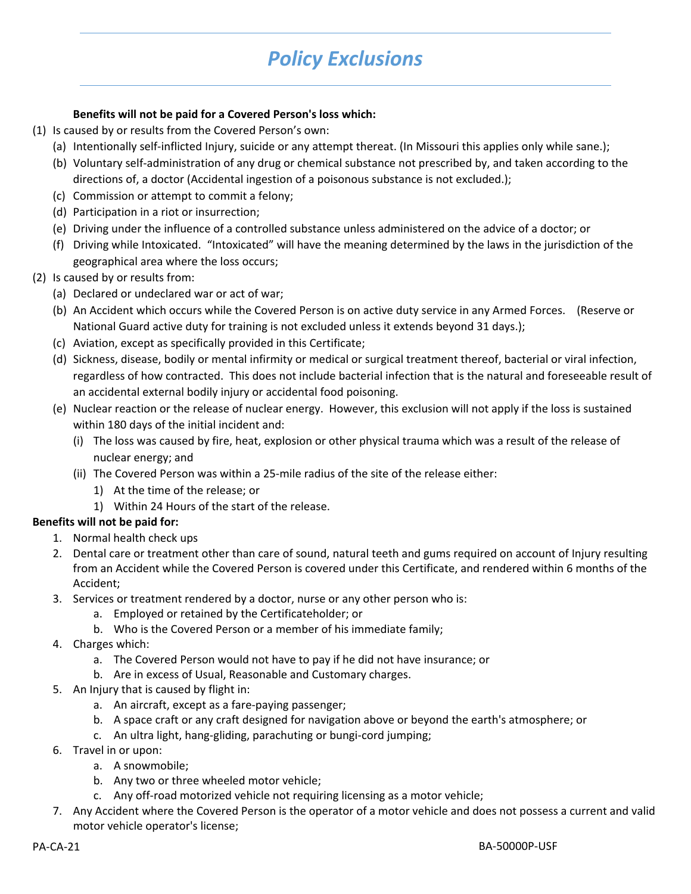# *Policy Exclusions*

**Benefits will not be paid for a Covered Person's loss which:**

(1) Is caused by or results from the Covered Person's own:
   - (a) Intentionally self-inflicted Injury, suicide or any attempt thereat. (In Missouri this applies only while sane.);
   - (b) Voluntary self-administration of any drug or chemical substance not prescribed by, and taken according to the directions of, a doctor (Accidental ingestion of a poisonous substance is not excluded.);
   - (c) Commission or attempt to commit a felony;
   - (d) Participation in a riot or insurrection;
   - (e) Driving under the influence of a controlled substance unless administered on the advice of a doctor; or
   - (f) Driving while Intoxicated. "Intoxicated" will have the meaning determined by the laws in the jurisdiction of the geographical area where the loss occurs;

(2) Is caused by or results from:
   - (a) Declared or undeclared war or act of war;
   - (b) An Accident which occurs while the Covered Person is on active duty service in any Armed Forces. (Reserve or National Guard active duty for training is not excluded unless it extends beyond 31 days.);
   - (c) Aviation, except as specifically provided in this Certificate;
   - (d) Sickness, disease, bodily or mental infirmity or medical or surgical treatment thereof, bacterial or viral infection, regardless of how contracted. This does not include bacterial infection that is the natural and foreseeable result of an accidental external bodily injury or accidental food poisoning.
   - (e) Nuclear reaction or the release of nuclear energy. However, this exclusion will not apply if the loss is sustained within 180 days of the initial incident and:
     - (i) The loss was caused by fire, heat, explosion or other physical trauma which was a result of the release of nuclear energy; and
     - (ii) The Covered Person was within a 25-mile radius of the site of the release either:
       - 1) At the time of the release; or
       - 1) Within 24 Hours of the start of the release.

**Benefits will not be paid for:**

1. Normal health check ups
2. Dental care or treatment other than care of sound, natural teeth and gums required on account of Injury resulting from an Accident while the Covered Person is covered under this Certificate, and rendered within 6 months of the Accident;
3. Services or treatment rendered by a doctor, nurse or any other person who is:
   - a. Employed or retained by the Certificateholder; or
   - b. Who is the Covered Person or a member of his immediate family;
4. Charges which:
   - a. The Covered Person would not have to pay if he did not have insurance; or
   - b. Are in excess of Usual, Reasonable and Customary charges.
5. An Injury that is caused by flight in:
   - a. An aircraft, except as a fare-paying passenger;
   - b. A space craft or any craft designed for navigation above or beyond the earth's atmosphere; or
   - c. An ultra light, hang-gliding, parachuting or bungi-cord jumping;
6. Travel in or upon:
   - a. A snowmobile;
   - b. Any two or three wheeled motor vehicle;
   - c. Any off-road motorized vehicle not requiring licensing as a motor vehicle;
7. Any Accident where the Covered Person is the operator of a motor vehicle and does not possess a current and valid motor vehicle operator's license;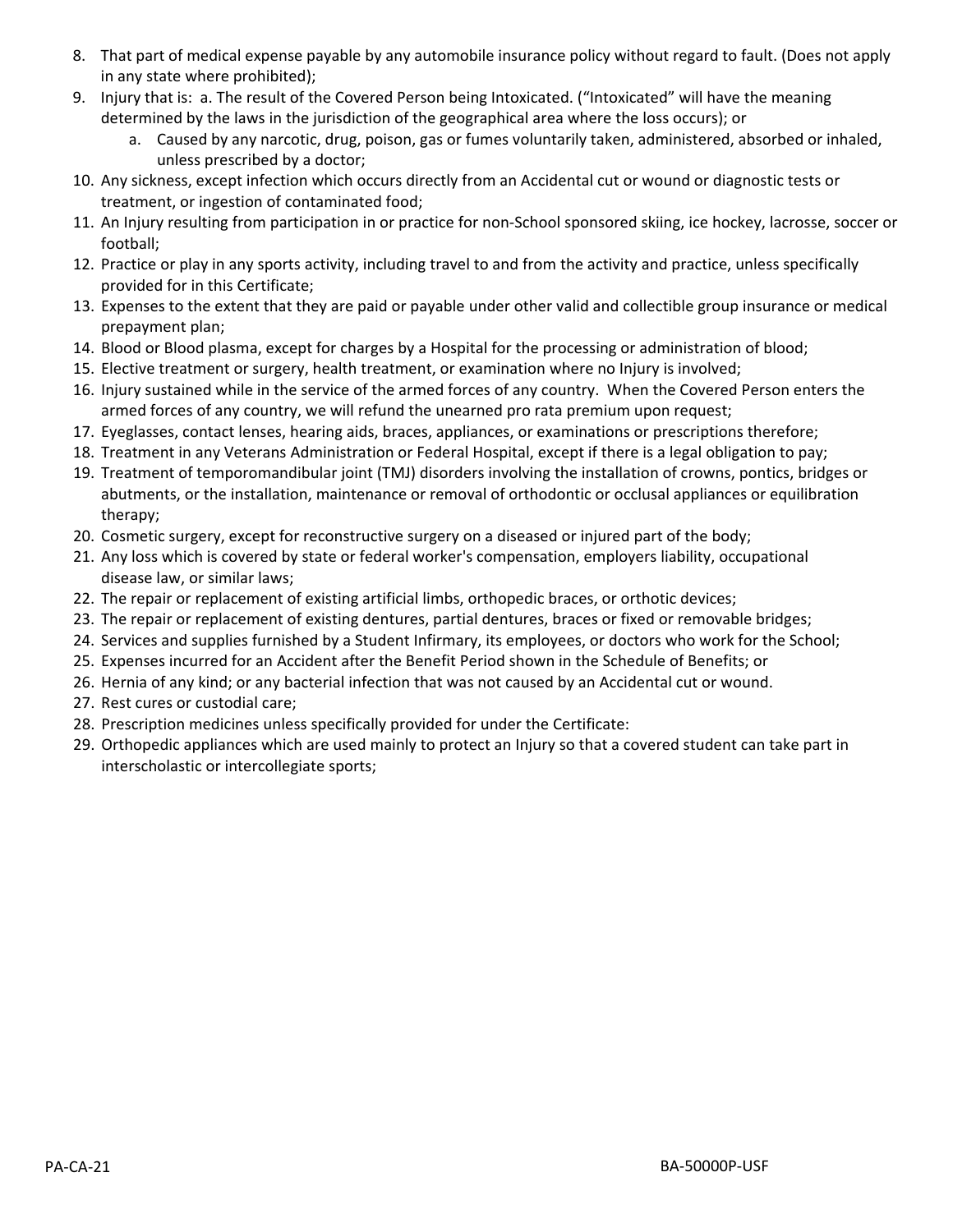8. That part of medical expense payable by any automobile insurance policy without regard to fault. (Does not apply in any state where prohibited);
9. Injury that is: a. The result of the Covered Person being Intoxicated. ("Intoxicated" will have the meaning determined by the laws in the jurisdiction of the geographical area where the loss occurs); or
   a. Caused by any narcotic, drug, poison, gas or fumes voluntarily taken, administered, absorbed or inhaled, unless prescribed by a doctor;
10. Any sickness, except infection which occurs directly from an Accidental cut or wound or diagnostic tests or treatment, or ingestion of contaminated food;
11. An Injury resulting from participation in or practice for non-School sponsored skiing, ice hockey, lacrosse, soccer or football;
12. Practice or play in any sports activity, including travel to and from the activity and practice, unless specifically provided for in this Certificate;
13. Expenses to the extent that they are paid or payable under other valid and collectible group insurance or medical prepayment plan;
14. Blood or Blood plasma, except for charges by a Hospital for the processing or administration of blood;
15. Elective treatment or surgery, health treatment, or examination where no Injury is involved;
16. Injury sustained while in the service of the armed forces of any country. When the Covered Person enters the armed forces of any country, we will refund the unearned pro rata premium upon request;
17. Eyeglasses, contact lenses, hearing aids, braces, appliances, or examinations or prescriptions therefore;
18. Treatment in any Veterans Administration or Federal Hospital, except if there is a legal obligation to pay;
19. Treatment of temporomandibular joint (TMJ) disorders involving the installation of crowns, pontics, bridges or abutments, or the installation, maintenance or removal of orthodontic or occlusal appliances or equilibration therapy;
20. Cosmetic surgery, except for reconstructive surgery on a diseased or injured part of the body;
21. Any loss which is covered by state or federal worker's compensation, employers liability, occupational disease law, or similar laws;
22. The repair or replacement of existing artificial limbs, orthopedic braces, or orthotic devices;
23. The repair or replacement of existing dentures, partial dentures, braces or fixed or removable bridges;
24. Services and supplies furnished by a Student Infirmary, its employees, or doctors who work for the School;
25. Expenses incurred for an Accident after the Benefit Period shown in the Schedule of Benefits; or
26. Hernia of any kind; or any bacterial infection that was not caused by an Accidental cut or wound.
27. Rest cures or custodial care;
28. Prescription medicines unless specifically provided for under the Certificate:
29. Orthopedic appliances which are used mainly to protect an Injury so that a covered student can take part in interscholastic or intercollegiate sports;

PA-CA-21 BA-50000P-USF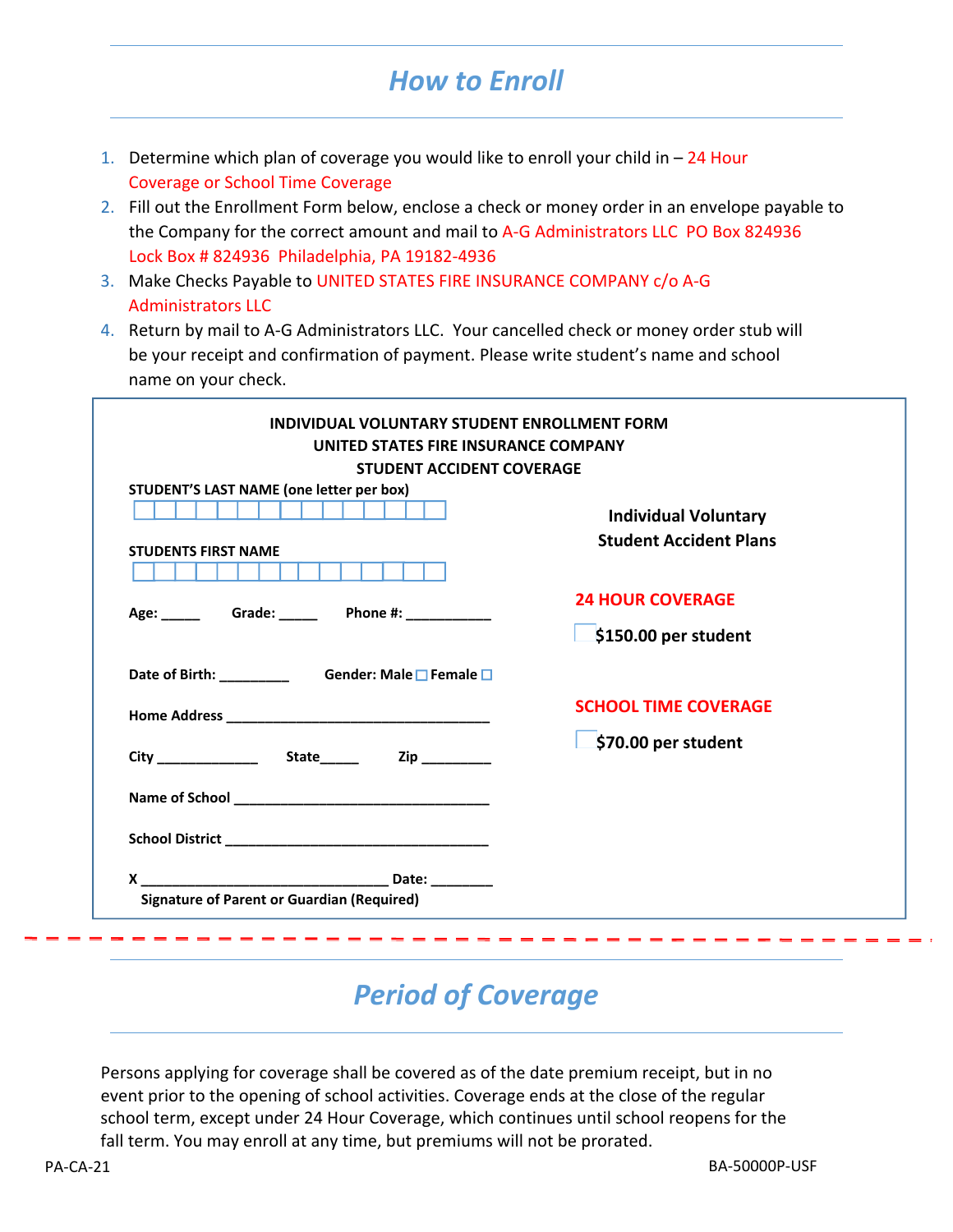## How to Enroll

1. Determine which plan of coverage you would like to enroll your child in – 24 Hour Coverage or School Time Coverage
2. Fill out the Enrollment Form below, enclose a check or money order in an envelope payable to the Company for the correct amount and mail to A-G Administrators LLC PO Box 824936 Lock Box # 824936 Philadelphia, PA 19182-4936
3. Make Checks Payable to UNITED STATES FIRE INSURANCE COMPANY c/o A-G Administrators LLC
4. Return by mail to A-G Administrators LLC. Your cancelled check or money order stub will be your receipt and confirmation of payment. Please write student's name and school name on your check.

**INDIVIDUAL VOLUNTARY STUDENT ENROLLMENT FORM**
**UNITED STATES FIRE INSURANCE COMPANY**
**STUDENT ACCIDENT COVERAGE**

**STUDENT'S LAST NAME (one letter per box)**

☐☐☐☐☐☐☐☐☐☐☐☐☐☐☐

**STUDENTS FIRST NAME**

☐☐☐☐☐☐☐☐☐☐☐☐☐☐☐

**Age:** _____ **Grade:** _____ **Phone #:** ___________

**Date of Birth:** _________ **Gender: Male** ☐ **Female** ☐

**Home Address** ________________________________

**City** _____________ **State**_____ **Zip** _________

**Name of School** ________________________________

**School District** ________________________________

**X** _______________________________ **Date:** ________
**Signature of Parent or Guardian (Required)**

**Individual Voluntary Student Accident Plans**

**24 HOUR COVERAGE**

☐ **$150.00 per student**

**SCHOOL TIME COVERAGE**

☐ **$70.00 per student**

## Period of Coverage

Persons applying for coverage shall be covered as of the date premium receipt, but in no event prior to the opening of school activities. Coverage ends at the close of the regular school term, except under 24 Hour Coverage, which continues until school reopens for the fall term. You may enroll at any time, but premiums will not be prorated.

PA-CA-21 BA-50000P-USF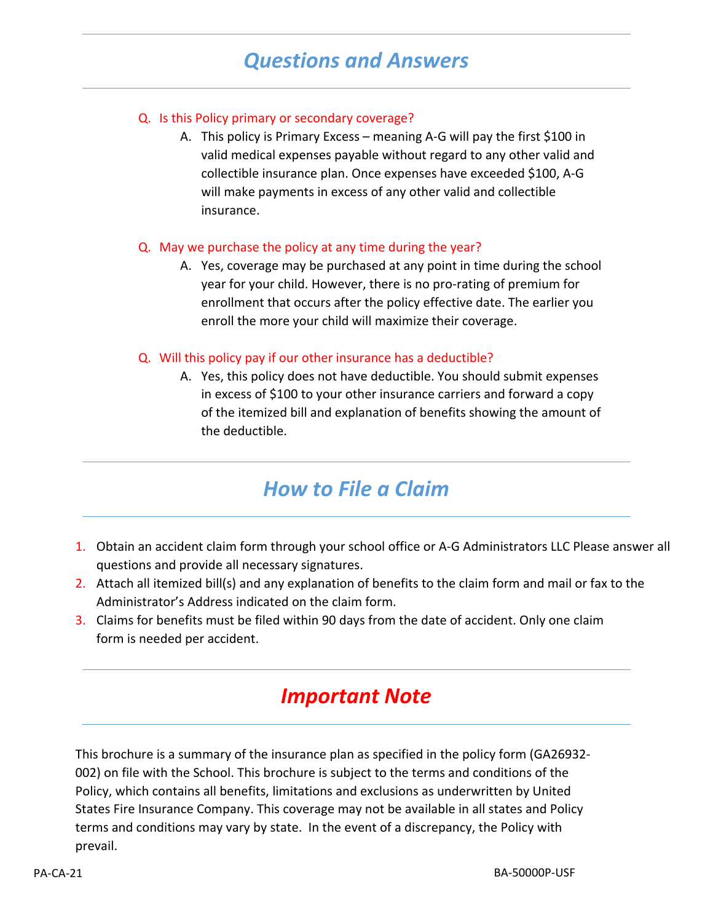# Questions and Answers

Q. Is this Policy primary or secondary coverage?

A. This policy is Primary Excess – meaning A-G will pay the first $100 in valid medical expenses payable without regard to any other valid and collectible insurance plan. Once expenses have exceeded $100, A-G will make payments in excess of any other valid and collectible insurance.

Q. May we purchase the policy at any time during the year?

A. Yes, coverage may be purchased at any point in time during the school year for your child. However, there is no pro-rating of premium for enrollment that occurs after the policy effective date. The earlier you enroll the more your child will maximize their coverage.

Q. Will this policy pay if our other insurance has a deductible?

A. Yes, this policy does not have deductible. You should submit expenses in excess of $100 to your other insurance carriers and forward a copy of the itemized bill and explanation of benefits showing the amount of the deductible.

# How to File a Claim

1. Obtain an accident claim form through your school office or A-G Administrators LLC Please answer all questions and provide all necessary signatures.
2. Attach all itemized bill(s) and any explanation of benefits to the claim form and mail or fax to the Administrator's Address indicated on the claim form.
3. Claims for benefits must be filed within 90 days from the date of accident. Only one claim form is needed per accident.

# Important Note

This brochure is a summary of the insurance plan as specified in the policy form (GA26932-002) on file with the School. This brochure is subject to the terms and conditions of the Policy, which contains all benefits, limitations and exclusions as underwritten by United States Fire Insurance Company. This coverage may not be available in all states and Policy terms and conditions may vary by state. In the event of a discrepancy, the Policy with prevail.

PA-CA-21 BA-50000P-USF